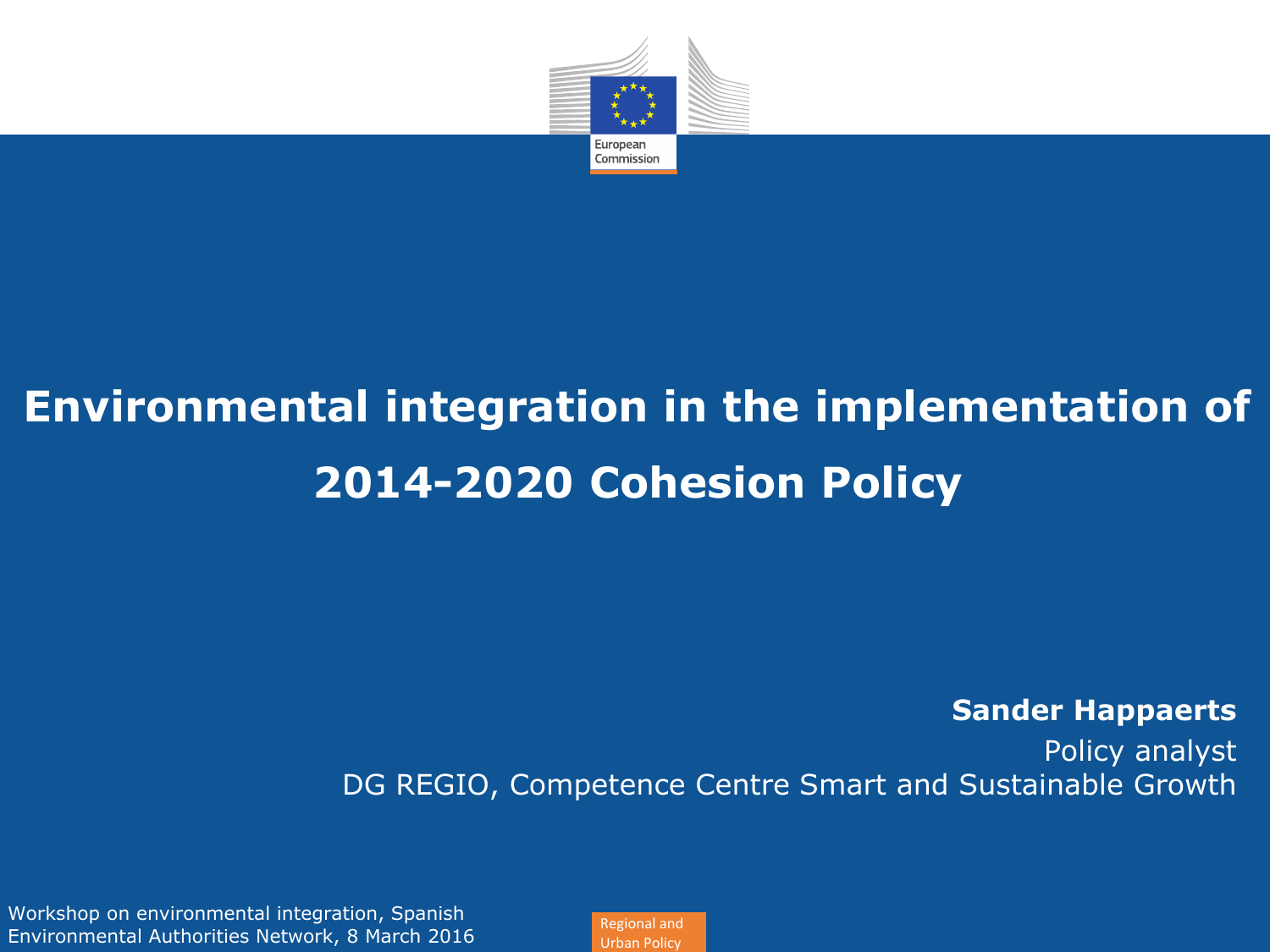European Commission

# Environmental integration in the implementation of 2014-2020 Cohesion Policy

**Sander Happaerts**

Policy analyst

DG REGIO, Competence Centre Smart and Sustainable Growth

Workshop on environmental integration, Spanish Environmental Authorities Network, 8 March 2016

Regional and Urban Policy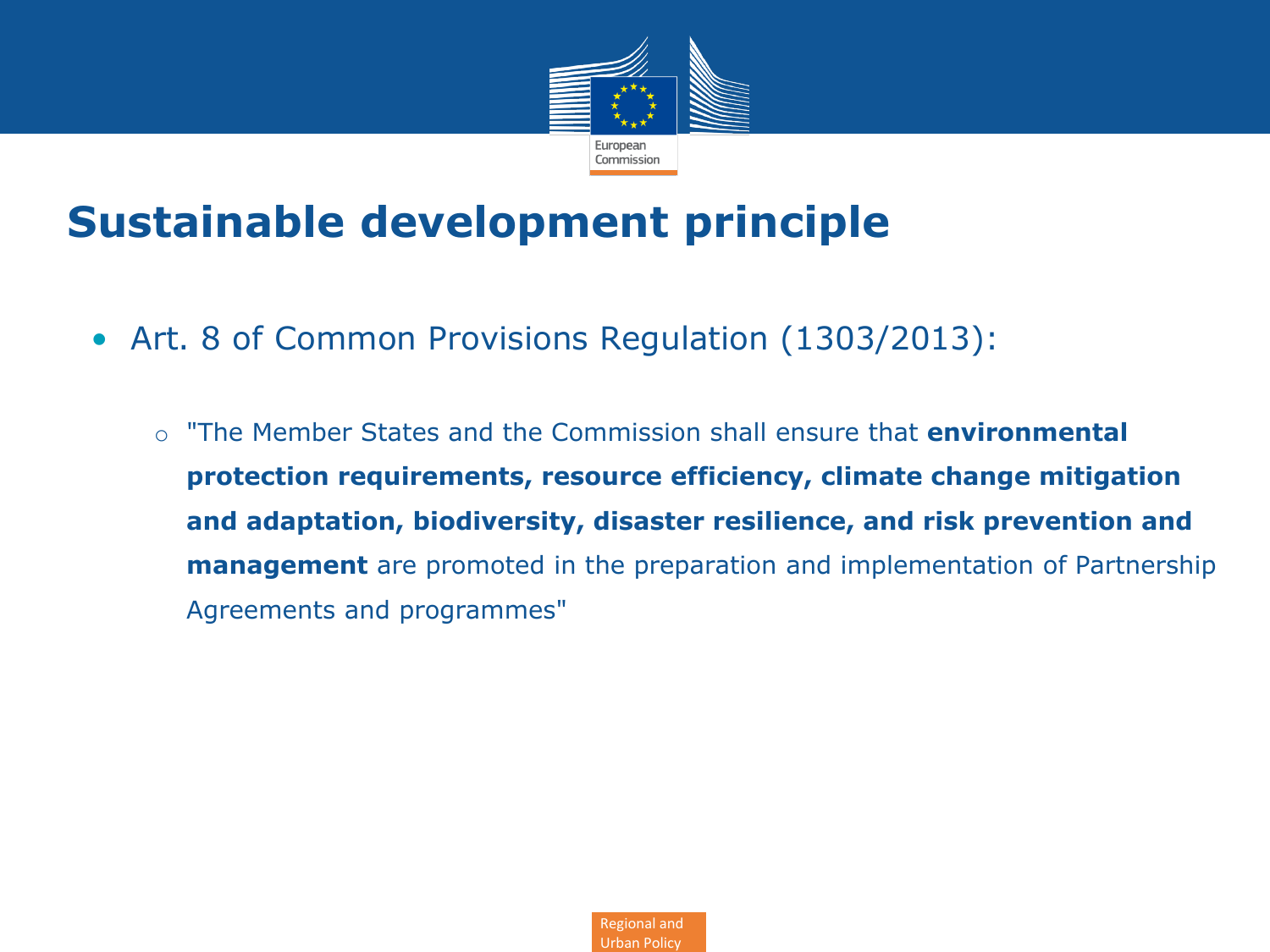# Sustainable development principle

- Art. 8 of Common Provisions Regulation (1303/2013):
  - "The Member States and the Commission shall ensure that **environmental protection requirements, resource efficiency, climate change mitigation and adaptation, biodiversity, disaster resilience, and risk prevention and management** are promoted in the preparation and implementation of Partnership Agreements and programmes"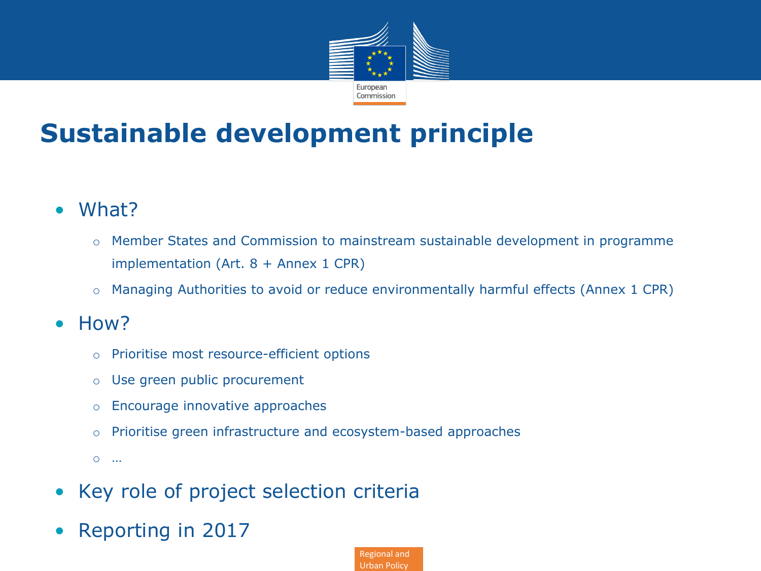# Sustainable development principle

- What?
  - Member States and Commission to mainstream sustainable development in programme implementation (Art. 8 + Annex 1 CPR)
  - Managing Authorities to avoid or reduce environmentally harmful effects (Annex 1 CPR)
- How?
  - Prioritise most resource-efficient options
  - Use green public procurement
  - Encourage innovative approaches
  - Prioritise green infrastructure and ecosystem-based approaches
  - …
- Key role of project selection criteria
- Reporting in 2017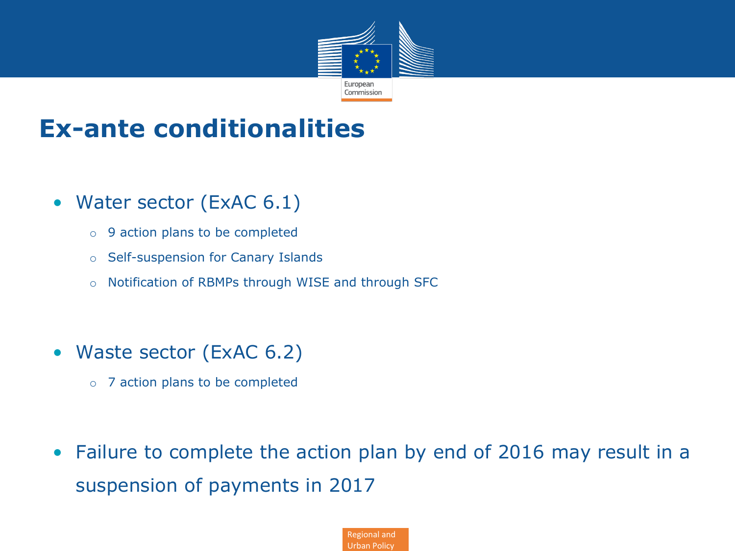# Ex-ante conditionalities

- Water sector (ExAC 6.1)
  - 9 action plans to be completed
  - Self-suspension for Canary Islands
  - Notification of RBMPs through WISE and through SFC

- Waste sector (ExAC 6.2)
  - 7 action plans to be completed

- Failure to complete the action plan by end of 2016 may result in a suspension of payments in 2017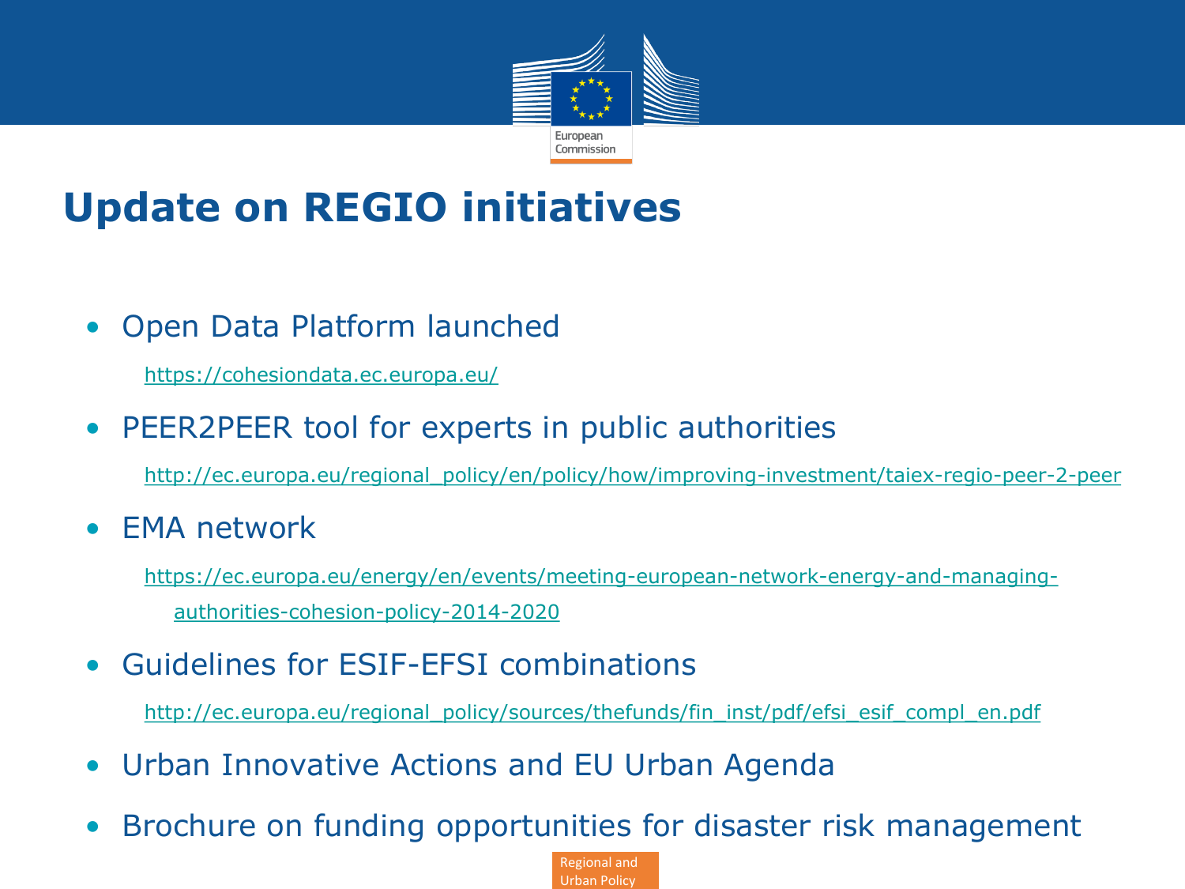# Update on REGIO initiatives

- Open Data Platform launched

  https://cohesiondata.ec.europa.eu/

- PEER2PEER tool for experts in public authorities

  http://ec.europa.eu/regional_policy/en/policy/how/improving-investment/taiex-regio-peer-2-peer

- EMA network

  https://ec.europa.eu/energy/en/events/meeting-european-network-energy-and-managing-authorities-cohesion-policy-2014-2020

- Guidelines for ESIF-EFSI combinations

  http://ec.europa.eu/regional_policy/sources/thefunds/fin_inst/pdf/efsi_esif_compl_en.pdf

- Urban Innovative Actions and EU Urban Agenda
- Brochure on funding opportunities for disaster risk management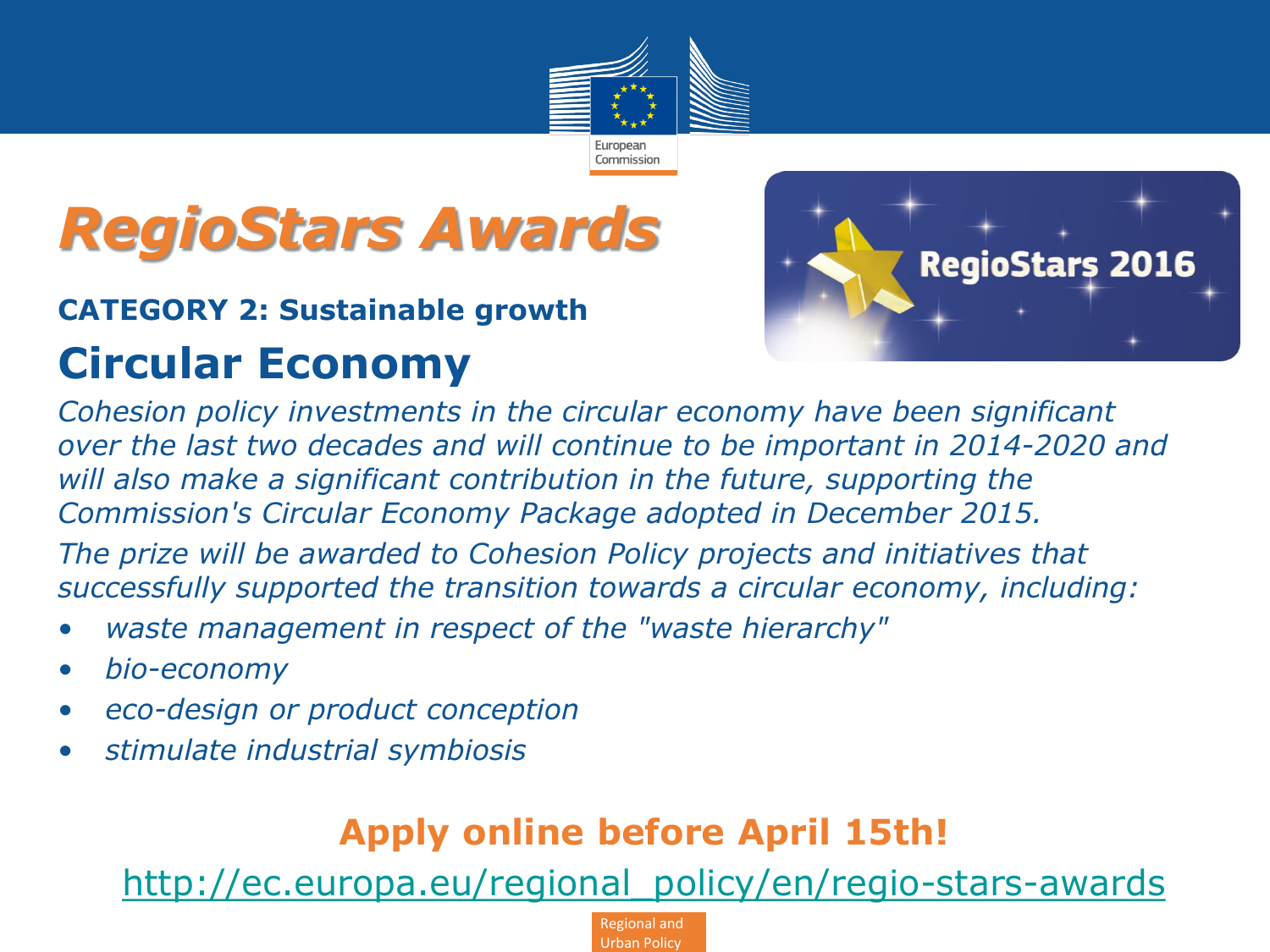# *RegioStars Awards*

**CATEGORY 2: Sustainable growth**

## Circular Economy

*Cohesion policy investments in the circular economy have been significant over the last two decades and will continue to be important in 2014-2020 and will also make a significant contribution in the future, supporting the Commission's Circular Economy Package adopted in December 2015.*

*The prize will be awarded to Cohesion Policy projects and initiatives that successfully supported the transition towards a circular economy, including:*

- *waste management in respect of the "waste hierarchy"*
- *bio-economy*
- *eco-design or product conception*
- *stimulate industrial symbiosis*

**Apply online before April 15th!**

http://ec.europa.eu/regional_policy/en/regio-stars-awards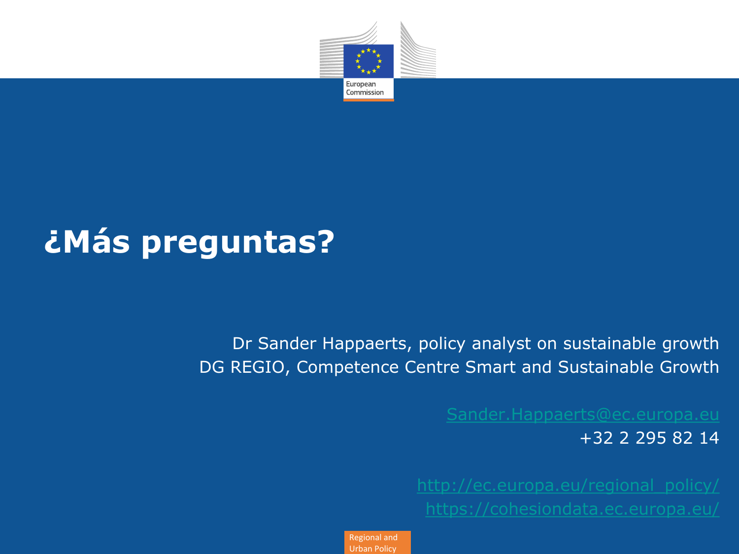# ¿Más preguntas?

Dr Sander Happaerts, policy analyst on sustainable growth
DG REGIO, Competence Centre Smart and Sustainable Growth

Sander.Happaerts@ec.europa.eu
+32 2 295 82 14

http://ec.europa.eu/regional_policy/
https://cohesiondata.ec.europa.eu/